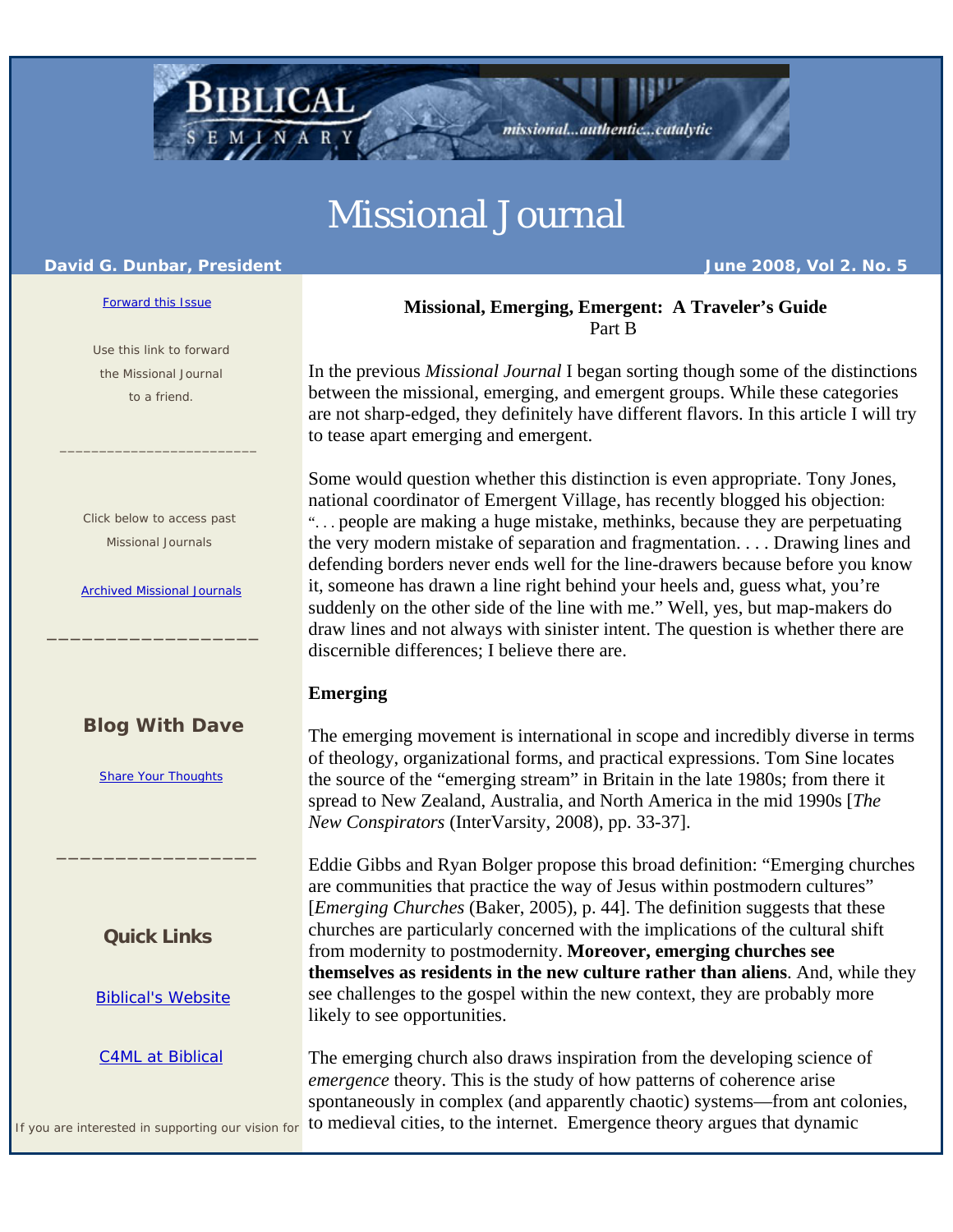# Missional Journal

**David G. Dunbar, President**

**June 2008, Vol 2. No. 5**

Forward this Issue

Use this link to forward the Missional Journal to a friend.

Click below to access past Missional Journals

Archived Missional Journals

## Blog With Dave

Share Your Thoughts

## Quick Links

Biblical's Website

C4ML at Biblical

If you are interested in supporting our vision for

---

**Missional, Emerging, Emergent: A Traveler's Guide**
Part B

In the previous *Missional Journal* I began sorting though some of the distinctions between the missional, emerging, and emergent groups. While these categories are not sharp-edged, they definitely have different flavors. In this article I will try to tease apart emerging and emergent.

Some would question whether this distinction is even appropriate. Tony Jones, national coordinator of Emergent Village, has recently blogged his objection: ". . . people are making a huge mistake, methinks, because they are perpetuating the very modern mistake of separation and fragmentation. . . . Drawing lines and defending borders never ends well for the line-drawers because before you know it, someone has drawn a line right behind your heels and, guess what, you're suddenly on the other side of the line with me." Well, yes, but map-makers do draw lines and not always with sinister intent. The question is whether there are discernible differences; I believe there are.

**Emerging**

The emerging movement is international in scope and incredibly diverse in terms of theology, organizational forms, and practical expressions. Tom Sine locates the source of the "emerging stream" in Britain in the late 1980s; from there it spread to New Zealand, Australia, and North America in the mid 1990s [*The New Conspirators* (InterVarsity, 2008), pp. 33-37].

Eddie Gibbs and Ryan Bolger propose this broad definition: "Emerging churches are communities that practice the way of Jesus within postmodern cultures" [*Emerging Churches* (Baker, 2005), p. 44]. The definition suggests that these churches are particularly concerned with the implications of the cultural shift from modernity to postmodernity. **Moreover, emerging churches see themselves as residents in the new culture rather than aliens**. And, while they see challenges to the gospel within the new context, they are probably more likely to see opportunities.

The emerging church also draws inspiration from the developing science of *emergence* theory. This is the study of how patterns of coherence arise spontaneously in complex (and apparently chaotic) systems—from ant colonies, to medieval cities, to the internet. Emergence theory argues that dynamic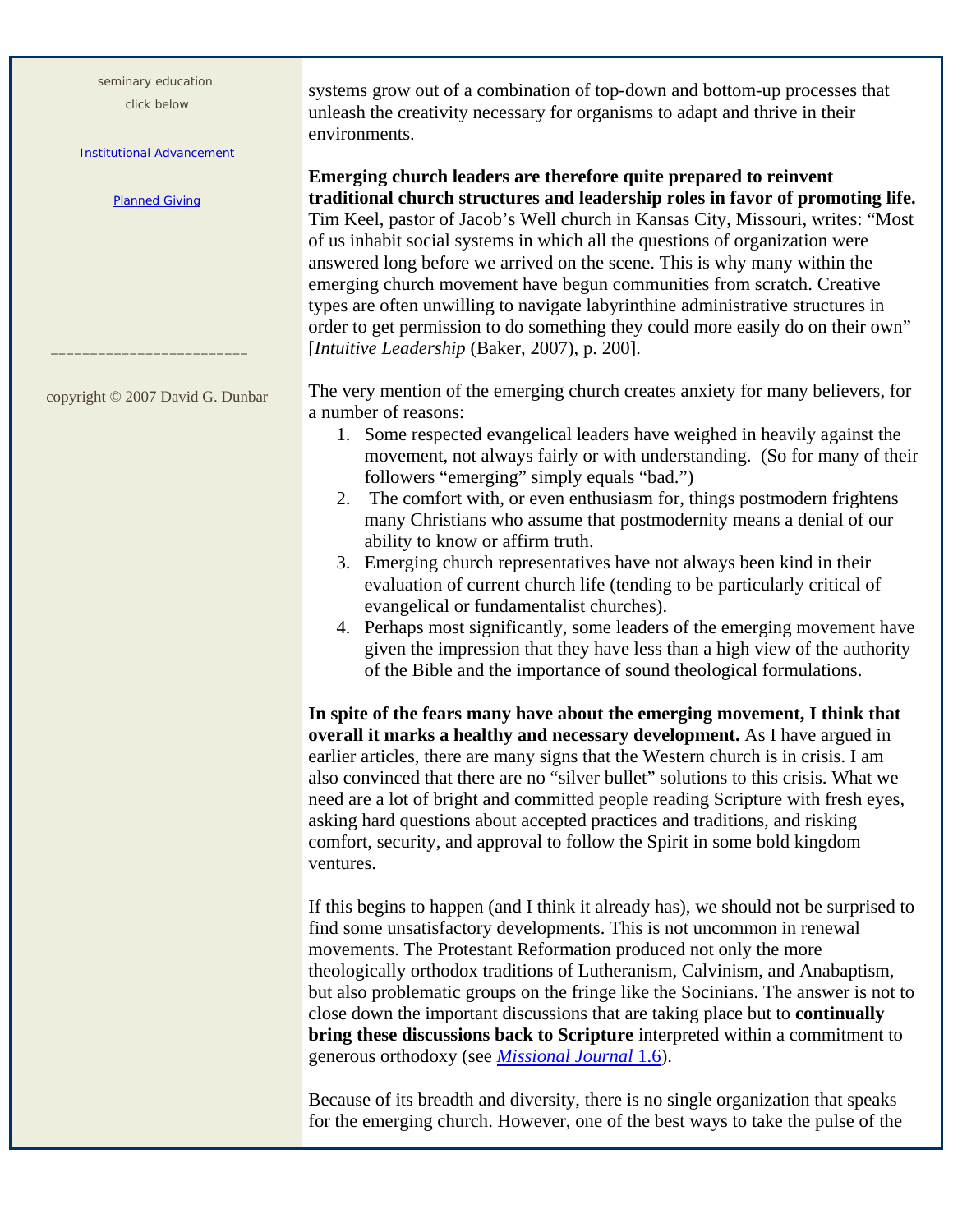systems grow out of a combination of top-down and bottom-up processes that unleash the creativity necessary for organisms to adapt and thrive in their environments.

**Emerging church leaders are therefore quite prepared to reinvent traditional church structures and leadership roles in favor of promoting life.** Tim Keel, pastor of Jacob's Well church in Kansas City, Missouri, writes: "Most of us inhabit social systems in which all the questions of organization were answered long before we arrived on the scene. This is why many within the emerging church movement have begun communities from scratch. Creative types are often unwilling to navigate labyrinthine administrative structures in order to get permission to do something they could more easily do on their own" [*Intuitive Leadership* (Baker, 2007), p. 200].

The very mention of the emerging church creates anxiety for many believers, for a number of reasons:

1. Some respected evangelical leaders have weighed in heavily against the movement, not always fairly or with understanding. (So for many of their followers "emerging" simply equals "bad.")
2. The comfort with, or even enthusiasm for, things postmodern frightens many Christians who assume that postmodernity means a denial of our ability to know or affirm truth.
3. Emerging church representatives have not always been kind in their evaluation of current church life (tending to be particularly critical of evangelical or fundamentalist churches).
4. Perhaps most significantly, some leaders of the emerging movement have given the impression that they have less than a high view of the authority of the Bible and the importance of sound theological formulations.

**In spite of the fears many have about the emerging movement, I think that overall it marks a healthy and necessary development.** As I have argued in earlier articles, there are many signs that the Western church is in crisis. I am also convinced that there are no "silver bullet" solutions to this crisis. What we need are a lot of bright and committed people reading Scripture with fresh eyes, asking hard questions about accepted practices and traditions, and risking comfort, security, and approval to follow the Spirit in some bold kingdom ventures.

If this begins to happen (and I think it already has), we should not be surprised to find some unsatisfactory developments. This is not uncommon in renewal movements. The Protestant Reformation produced not only the more theologically orthodox traditions of Lutheranism, Calvinism, and Anabaptism, but also problematic groups on the fringe like the Socinians. The answer is not to close down the important discussions that are taking place but to **continually bring these discussions back to Scripture** interpreted within a commitment to generous orthodoxy (see *Missional Journal* 1.6).

Because of its breadth and diversity, there is no single organization that speaks for the emerging church. However, one of the best ways to take the pulse of the

seminary education

click below

Institutional Advancement

Planned Giving

copyright © 2007 David G. Dunbar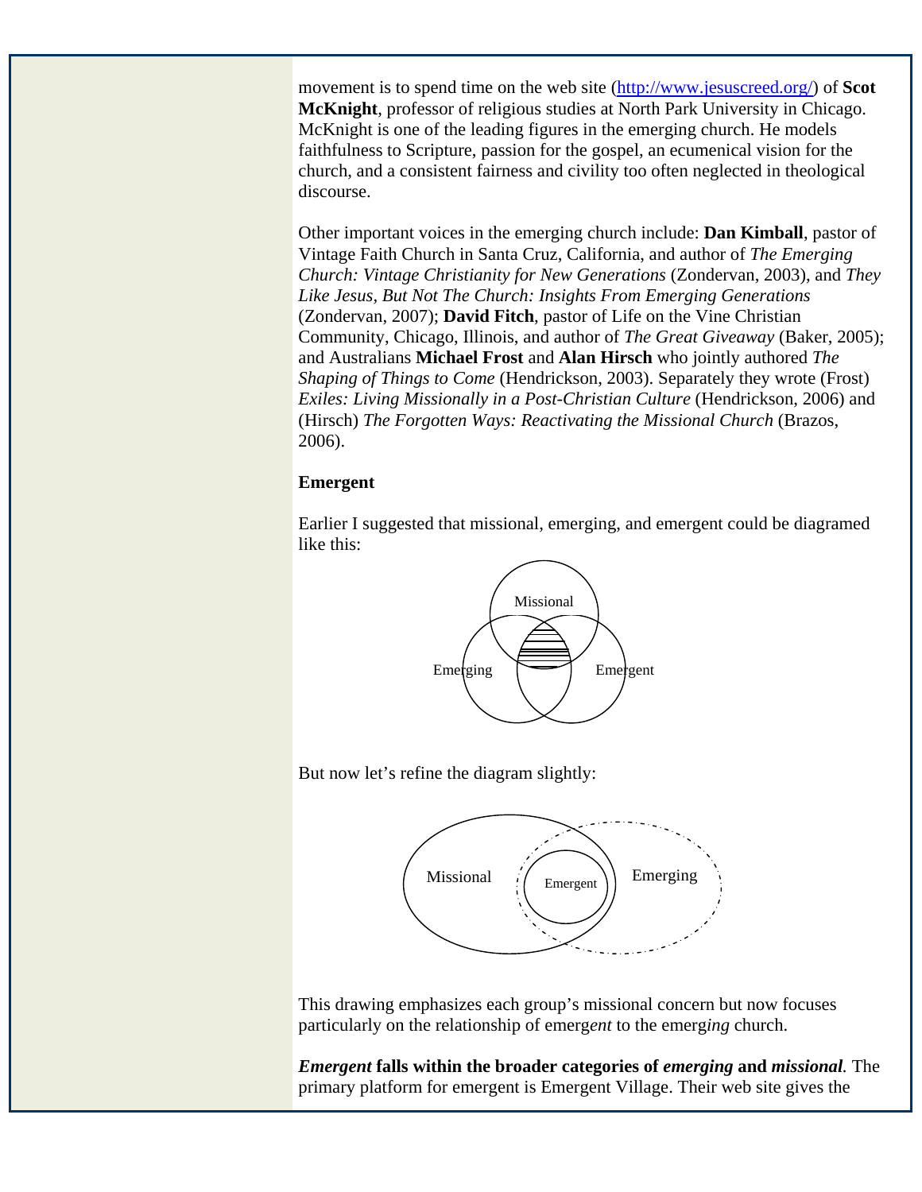movement is to spend time on the web site (http://www.jesuscreed.org/) of **Scot McKnight**, professor of religious studies at North Park University in Chicago. McKnight is one of the leading figures in the emerging church. He models faithfulness to Scripture, passion for the gospel, an ecumenical vision for the church, and a consistent fairness and civility too often neglected in theological discourse.

Other important voices in the emerging church include: **Dan Kimball**, pastor of Vintage Faith Church in Santa Cruz, California, and author of *The Emerging Church: Vintage Christianity for New Generations* (Zondervan, 2003), and *They Like Jesus, But Not The Church: Insights From Emerging Generations* (Zondervan, 2007); **David Fitch**, pastor of Life on the Vine Christian Community, Chicago, Illinois, and author of *The Great Giveaway* (Baker, 2005); and Australians **Michael Frost** and **Alan Hirsch** who jointly authored *The Shaping of Things to Come* (Hendrickson, 2003). Separately they wrote (Frost) *Exiles: Living Missionally in a Post-Christian Culture* (Hendrickson, 2006) and (Hirsch) *The Forgotten Ways: Reactivating the Missional Church* (Brazos, 2006).

**Emergent**

Earlier I suggested that missional, emerging, and emergent could be diagramed like this:

Missional

Emerging Emergent

But now let's refine the diagram slightly:

Missional Emergent Emerging

This drawing emphasizes each group's missional concern but now focuses particularly on the relationship of emerg*ent* to the emerg*ing* church.

***Emergent* falls within the broader categories of *emerging* and *missional*.** The primary platform for emergent is Emergent Village. Their web site gives the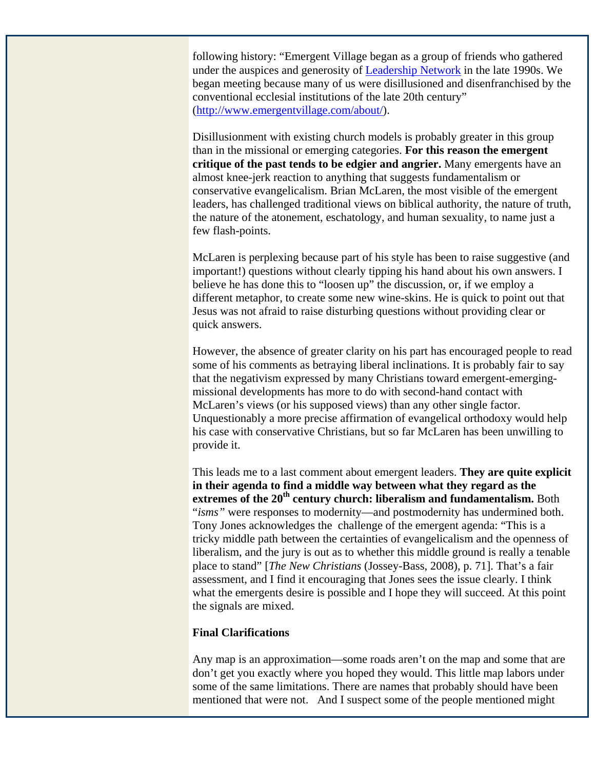following history: "Emergent Village began as a group of friends who gathered under the auspices and generosity of [Leadership Network](#) in the late 1990s. We began meeting because many of us were disillusioned and disenfranchised by the conventional ecclesial institutions of the late 20th century" ([http://www.emergentvillage.com/about/](http://www.emergentvillage.com/about/)).

Disillusionment with existing church models is probably greater in this group than in the missional or emerging categories. **For this reason the emergent critique of the past tends to be edgier and angrier.** Many emergents have an almost knee-jerk reaction to anything that suggests fundamentalism or conservative evangelicalism. Brian McLaren, the most visible of the emergent leaders, has challenged traditional views on biblical authority, the nature of truth, the nature of the atonement, eschatology, and human sexuality, to name just a few flash-points.

McLaren is perplexing because part of his style has been to raise suggestive (and important!) questions without clearly tipping his hand about his own answers. I believe he has done this to "loosen up" the discussion, or, if we employ a different metaphor, to create some new wine-skins. He is quick to point out that Jesus was not afraid to raise disturbing questions without providing clear or quick answers.

However, the absence of greater clarity on his part has encouraged people to read some of his comments as betraying liberal inclinations. It is probably fair to say that the negativism expressed by many Christians toward emergent-emerging-missional developments has more to do with second-hand contact with McLaren's views (or his supposed views) than any other single factor. Unquestionably a more precise affirmation of evangelical orthodoxy would help his case with conservative Christians, but so far McLaren has been unwilling to provide it.

This leads me to a last comment about emergent leaders. **They are quite explicit in their agenda to find a middle way between what they regard as the extremes of the 20th century church: liberalism and fundamentalism.** Both "*isms"* were responses to modernity—and postmodernity has undermined both. Tony Jones acknowledges the challenge of the emergent agenda: "This is a tricky middle path between the certainties of evangelicalism and the openness of liberalism, and the jury is out as to whether this middle ground is really a tenable place to stand" [*The New Christians* (Jossey-Bass, 2008), p. 71]. That's a fair assessment, and I find it encouraging that Jones sees the issue clearly. I think what the emergents desire is possible and I hope they will succeed. At this point the signals are mixed.

**Final Clarifications**

Any map is an approximation—some roads aren't on the map and some that are don't get you exactly where you hoped they would. This little map labors under some of the same limitations. There are names that probably should have been mentioned that were not. And I suspect some of the people mentioned might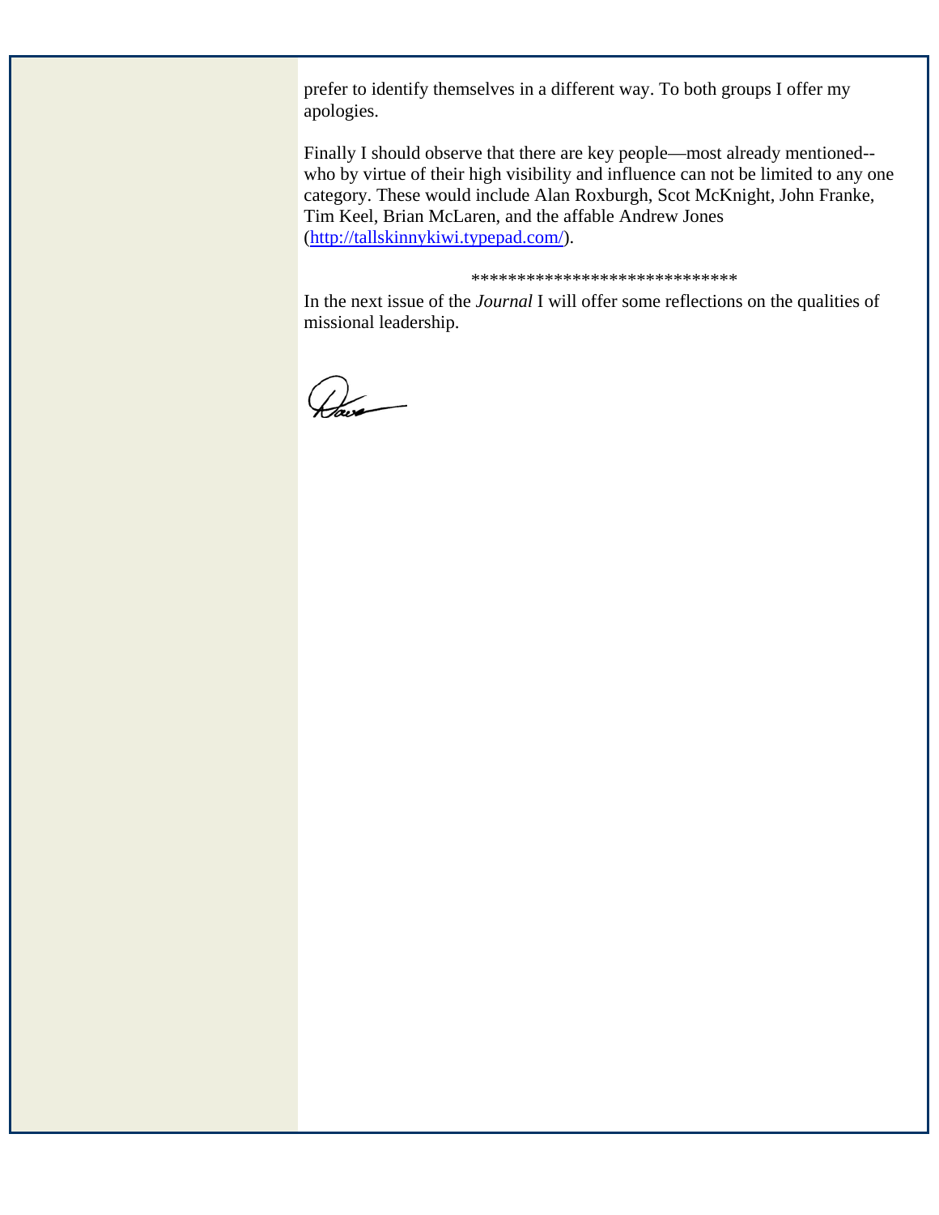prefer to identify themselves in a different way. To both groups I offer my apologies.

Finally I should observe that there are key people—most already mentioned--who by virtue of their high visibility and influence can not be limited to any one category. These would include Alan Roxburgh, Scot McKnight, John Franke, Tim Keel, Brian McLaren, and the affable Andrew Jones (http://tallskinnykiwi.typepad.com/).

*****************************

In the next issue of the *Journal* I will offer some reflections on the qualities of missional leadership.

Dave